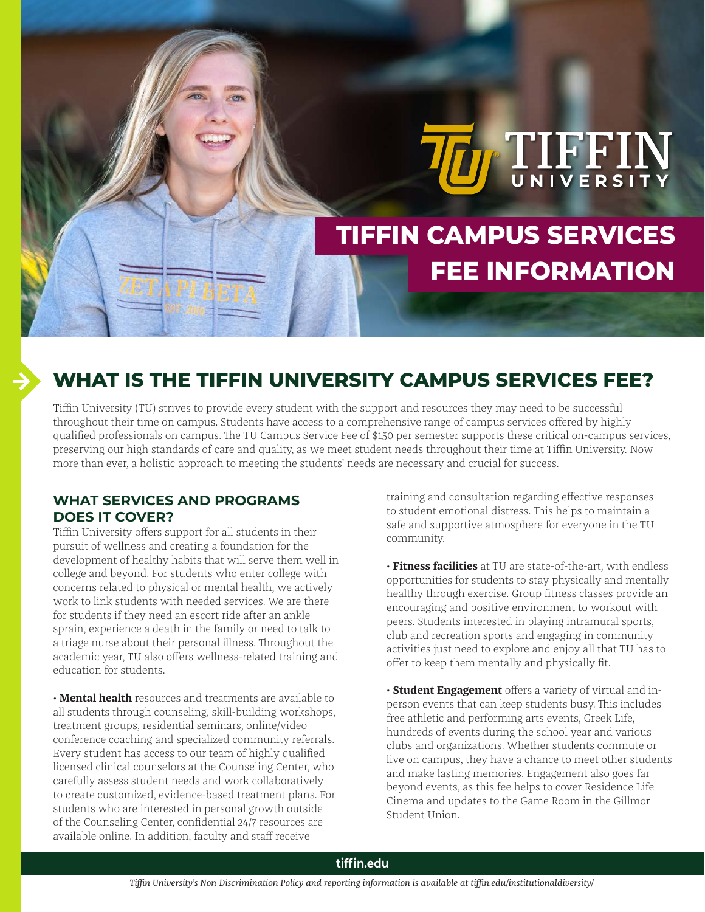# TIFFIN CAMPUS SERVICES FEE INFORMATION

## WHAT IS THE TIFFIN UNIVERSITY CAMPUS SERVICES FEE?

Tiffin University (TU) strives to provide every student with the support and resources they may need to be successful throughout their time on campus. Students have access to a comprehensive range of campus services offered by highly qualified professionals on campus. The TU Campus Service Fee of $150 per semester supports these critical on-campus services, preserving our high standards of care and quality, as we meet student needs throughout their time at Tiffin University. Now more than ever, a holistic approach to meeting the students' needs are necessary and crucial for success.

### WHAT SERVICES AND PROGRAMS DOES IT COVER?

Tiffin University offers support for all students in their pursuit of wellness and creating a foundation for the development of healthy habits that will serve them well in college and beyond. For students who enter college with concerns related to physical or mental health, we actively work to link students with needed services. We are there for students if they need an escort ride after an ankle sprain, experience a death in the family or need to talk to a triage nurse about their personal illness. Throughout the academic year, TU also offers wellness-related training and education for students.

• **Mental health** resources and treatments are available to all students through counseling, skill-building workshops, treatment groups, residential seminars, online/video conference coaching and specialized community referrals. Every student has access to our team of highly qualified licensed clinical counselors at the Counseling Center, who carefully assess student needs and work collaboratively to create customized, evidence-based treatment plans. For students who are interested in personal growth outside of the Counseling Center, confidential 24/7 resources are available online. In addition, faculty and staff receive training and consultation regarding effective responses to student emotional distress. This helps to maintain a safe and supportive atmosphere for everyone in the TU community.

• **Fitness facilities** at TU are state-of-the-art, with endless opportunities for students to stay physically and mentally healthy through exercise. Group fitness classes provide an encouraging and positive environment to workout with peers. Students interested in playing intramural sports, club and recreation sports and engaging in community activities just need to explore and enjoy all that TU has to offer to keep them mentally and physically fit.

• **Student Engagement** offers a variety of virtual and in-person events that can keep students busy. This includes free athletic and performing arts events, Greek Life, hundreds of events during the school year and various clubs and organizations. Whether students commute or live on campus, they have a chance to meet other students and make lasting memories. Engagement also goes far beyond events, as this fee helps to cover Residence Life Cinema and updates to the Game Room in the Gillmor Student Union.

tiffin.edu

*Tiffin University's Non-Discrimination Policy and reporting information is available at tiffin.edu/institutionaldiversity/*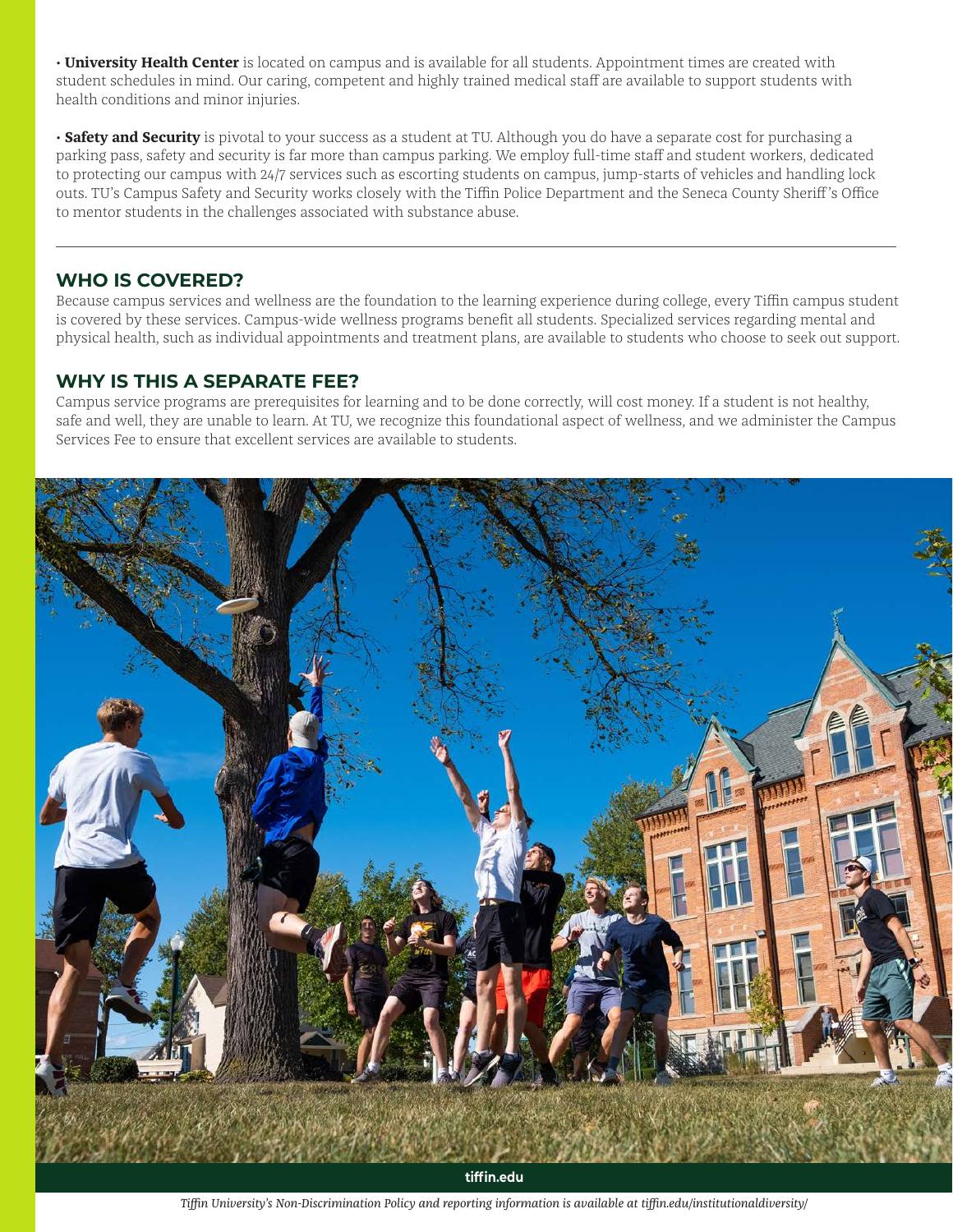• **University Health Center** is located on campus and is available for all students. Appointment times are created with student schedules in mind. Our caring, competent and highly trained medical staff are available to support students with health conditions and minor injuries.

• **Safety and Security** is pivotal to your success as a student at TU. Although you do have a separate cost for purchasing a parking pass, safety and security is far more than campus parking. We employ full-time staff and student workers, dedicated to protecting our campus with 24/7 services such as escorting students on campus, jump-starts of vehicles and handling lock outs. TU's Campus Safety and Security works closely with the Tiffin Police Department and the Seneca County Sheriff's Office to mentor students in the challenges associated with substance abuse.

## WHO IS COVERED?

Because campus services and wellness are the foundation to the learning experience during college, every Tiffin campus student is covered by these services. Campus-wide wellness programs benefit all students. Specialized services regarding mental and physical health, such as individual appointments and treatment plans, are available to students who choose to seek out support.

## WHY IS THIS A SEPARATE FEE?

Campus service programs are prerequisites for learning and to be done correctly, will cost money. If a student is not healthy, safe and well, they are unable to learn. At TU, we recognize this foundational aspect of wellness, and we administer the Campus Services Fee to ensure that excellent services are available to students.

**tiffin.edu**

*Tiffin University's Non-Discrimination Policy and reporting information is available at tiffin.edu/institutionaldiversity/*